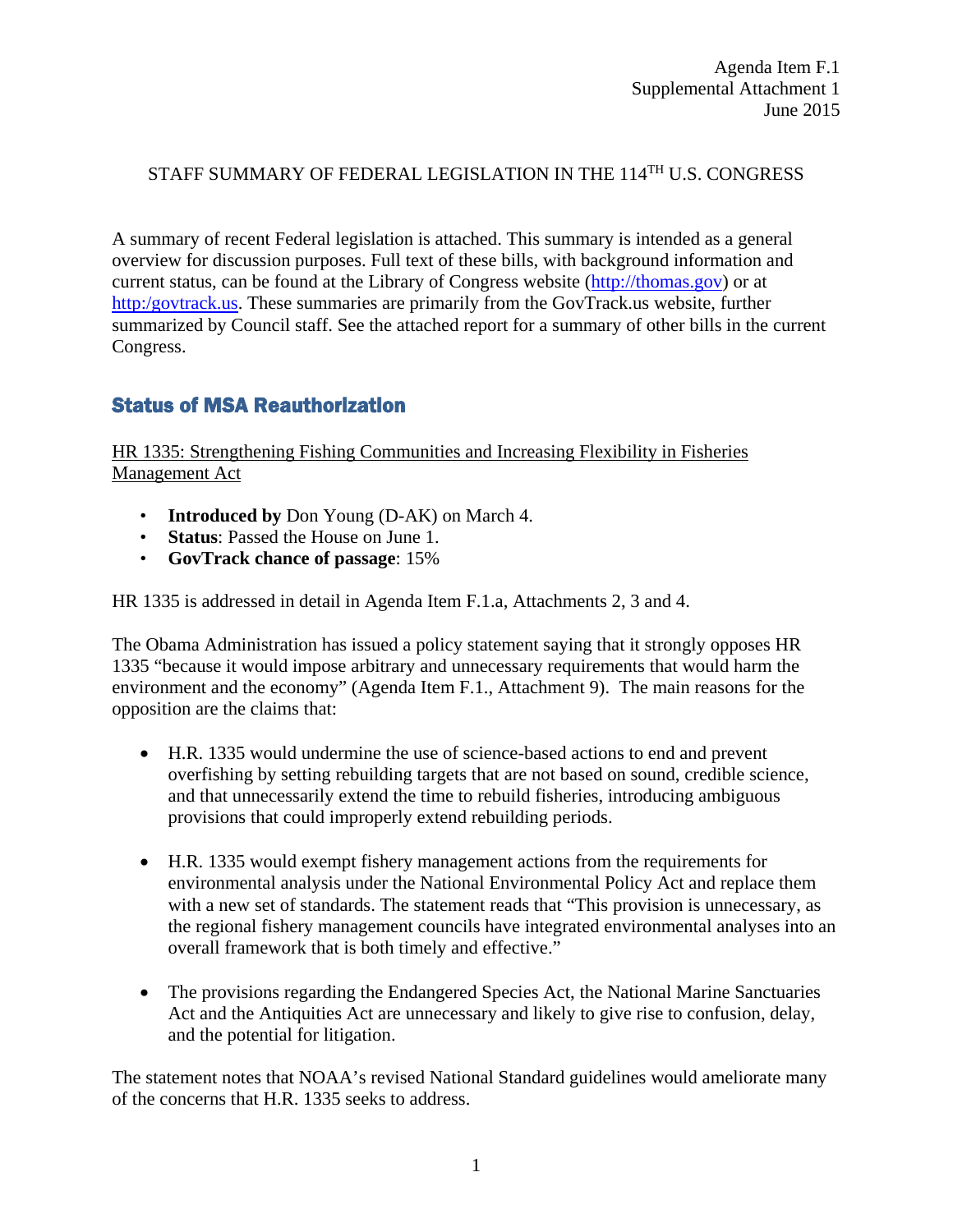Agenda Item F.1
Supplemental Attachment 1
June 2015

STAFF SUMMARY OF FEDERAL LEGISLATION IN THE 114TH U.S. CONGRESS

A summary of recent Federal legislation is attached. This summary is intended as a general overview for discussion purposes. Full text of these bills, with background information and current status, can be found at the Library of Congress website (http://thomas.gov) or at http:/govtrack.us. These summaries are primarily from the GovTrack.us website, further summarized by Council staff. See the attached report for a summary of other bills in the current Congress.

## Status of MSA Reauthorization

HR 1335: Strengthening Fishing Communities and Increasing Flexibility in Fisheries Management Act

- **Introduced by** Don Young (D-AK) on March 4.
- **Status**: Passed the House on June 1.
- **GovTrack chance of passage**: 15%

HR 1335 is addressed in detail in Agenda Item F.1.a, Attachments 2, 3 and 4.

The Obama Administration has issued a policy statement saying that it strongly opposes HR 1335 "because it would impose arbitrary and unnecessary requirements that would harm the environment and the economy" (Agenda Item F.1., Attachment 9). The main reasons for the opposition are the claims that:

- H.R. 1335 would undermine the use of science-based actions to end and prevent overfishing by setting rebuilding targets that are not based on sound, credible science, and that unnecessarily extend the time to rebuild fisheries, introducing ambiguous provisions that could improperly extend rebuilding periods.

- H.R. 1335 would exempt fishery management actions from the requirements for environmental analysis under the National Environmental Policy Act and replace them with a new set of standards. The statement reads that "This provision is unnecessary, as the regional fishery management councils have integrated environmental analyses into an overall framework that is both timely and effective."

- The provisions regarding the Endangered Species Act, the National Marine Sanctuaries Act and the Antiquities Act are unnecessary and likely to give rise to confusion, delay, and the potential for litigation.

The statement notes that NOAA's revised National Standard guidelines would ameliorate many of the concerns that H.R. 1335 seeks to address.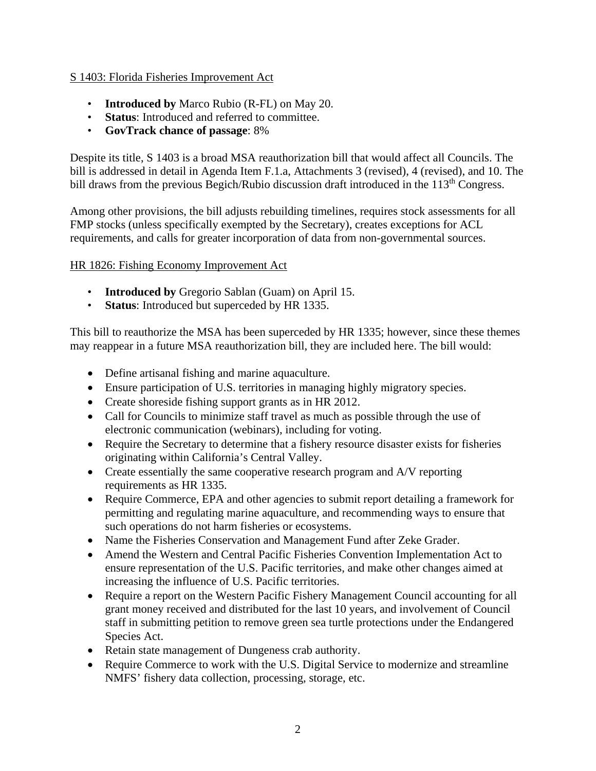S 1403: Florida Fisheries Improvement Act

- **Introduced by** Marco Rubio (R-FL) on May 20.
- **Status**: Introduced and referred to committee.
- **GovTrack chance of passage**: 8%

Despite its title, S 1403 is a broad MSA reauthorization bill that would affect all Councils. The bill is addressed in detail in Agenda Item F.1.a, Attachments 3 (revised), 4 (revised), and 10. The bill draws from the previous Begich/Rubio discussion draft introduced in the 113th Congress.

Among other provisions, the bill adjusts rebuilding timelines, requires stock assessments for all FMP stocks (unless specifically exempted by the Secretary), creates exceptions for ACL requirements, and calls for greater incorporation of data from non-governmental sources.

HR 1826: Fishing Economy Improvement Act

- **Introduced by** Gregorio Sablan (Guam) on April 15.
- **Status**: Introduced but superceded by HR 1335.

This bill to reauthorize the MSA has been superceded by HR 1335; however, since these themes may reappear in a future MSA reauthorization bill, they are included here. The bill would:

- Define artisanal fishing and marine aquaculture.
- Ensure participation of U.S. territories in managing highly migratory species.
- Create shoreside fishing support grants as in HR 2012.
- Call for Councils to minimize staff travel as much as possible through the use of electronic communication (webinars), including for voting.
- Require the Secretary to determine that a fishery resource disaster exists for fisheries originating within California's Central Valley.
- Create essentially the same cooperative research program and A/V reporting requirements as HR 1335.
- Require Commerce, EPA and other agencies to submit report detailing a framework for permitting and regulating marine aquaculture, and recommending ways to ensure that such operations do not harm fisheries or ecosystems.
- Name the Fisheries Conservation and Management Fund after Zeke Grader.
- Amend the Western and Central Pacific Fisheries Convention Implementation Act to ensure representation of the U.S. Pacific territories, and make other changes aimed at increasing the influence of U.S. Pacific territories.
- Require a report on the Western Pacific Fishery Management Council accounting for all grant money received and distributed for the last 10 years, and involvement of Council staff in submitting petition to remove green sea turtle protections under the Endangered Species Act.
- Retain state management of Dungeness crab authority.
- Require Commerce to work with the U.S. Digital Service to modernize and streamline NMFS' fishery data collection, processing, storage, etc.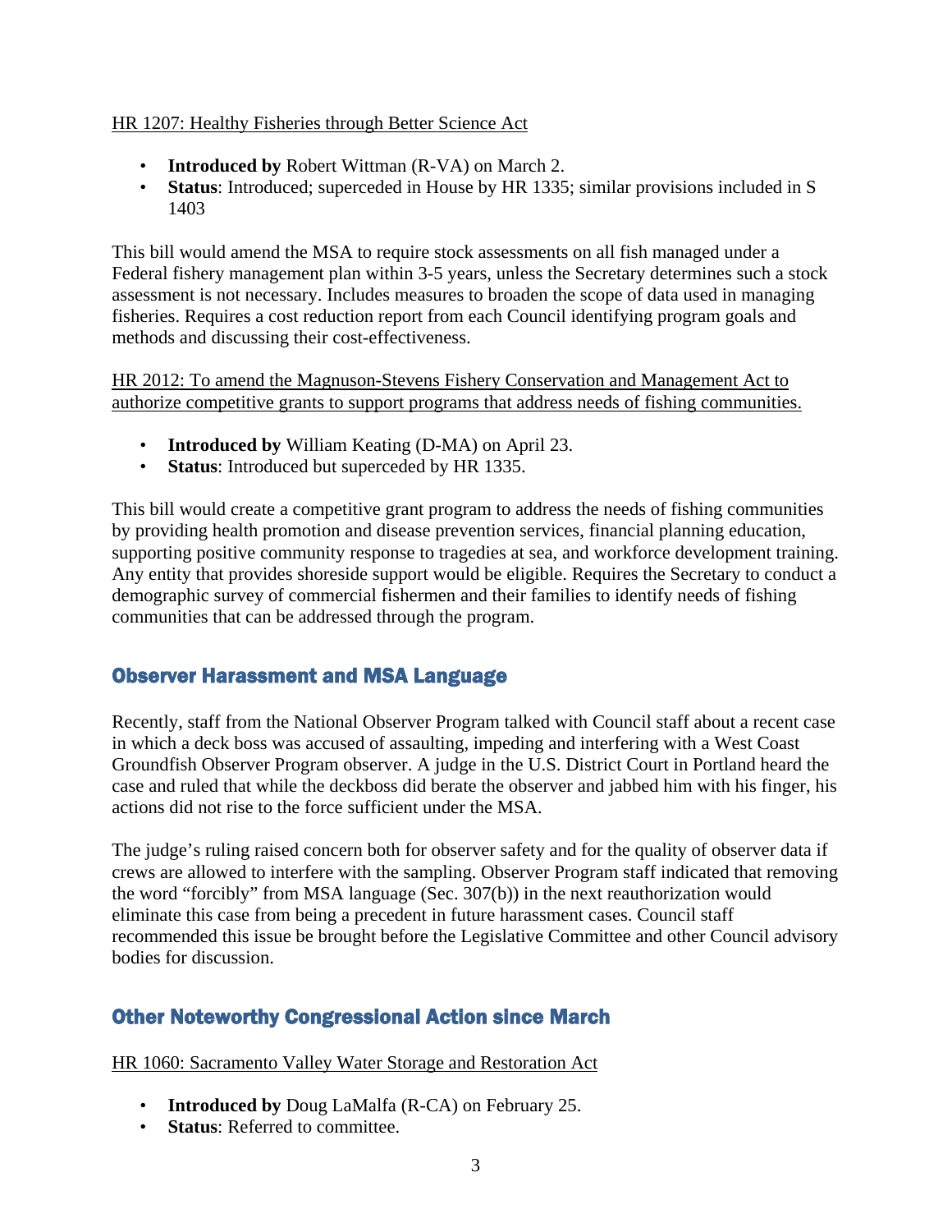HR 1207: Healthy Fisheries through Better Science Act

- **Introduced by** Robert Wittman (R-VA) on March 2.
- **Status**: Introduced; superceded in House by HR 1335; similar provisions included in S 1403

This bill would amend the MSA to require stock assessments on all fish managed under a Federal fishery management plan within 3-5 years, unless the Secretary determines such a stock assessment is not necessary. Includes measures to broaden the scope of data used in managing fisheries. Requires a cost reduction report from each Council identifying program goals and methods and discussing their cost-effectiveness.

HR 2012: To amend the Magnuson-Stevens Fishery Conservation and Management Act to authorize competitive grants to support programs that address needs of fishing communities.

- **Introduced by** William Keating (D-MA) on April 23.
- **Status**: Introduced but superceded by HR 1335.

This bill would create a competitive grant program to address the needs of fishing communities by providing health promotion and disease prevention services, financial planning education, supporting positive community response to tragedies at sea, and workforce development training. Any entity that provides shoreside support would be eligible. Requires the Secretary to conduct a demographic survey of commercial fishermen and their families to identify needs of fishing communities that can be addressed through the program.

## Observer Harassment and MSA Language

Recently, staff from the National Observer Program talked with Council staff about a recent case in which a deck boss was accused of assaulting, impeding and interfering with a West Coast Groundfish Observer Program observer. A judge in the U.S. District Court in Portland heard the case and ruled that while the deckboss did berate the observer and jabbed him with his finger, his actions did not rise to the force sufficient under the MSA.

The judge's ruling raised concern both for observer safety and for the quality of observer data if crews are allowed to interfere with the sampling. Observer Program staff indicated that removing the word "forcibly" from MSA language (Sec. 307(b)) in the next reauthorization would eliminate this case from being a precedent in future harassment cases. Council staff recommended this issue be brought before the Legislative Committee and other Council advisory bodies for discussion.

## Other Noteworthy Congressional Action since March

HR 1060: Sacramento Valley Water Storage and Restoration Act

- **Introduced by** Doug LaMalfa (R-CA) on February 25.
- **Status**: Referred to committee.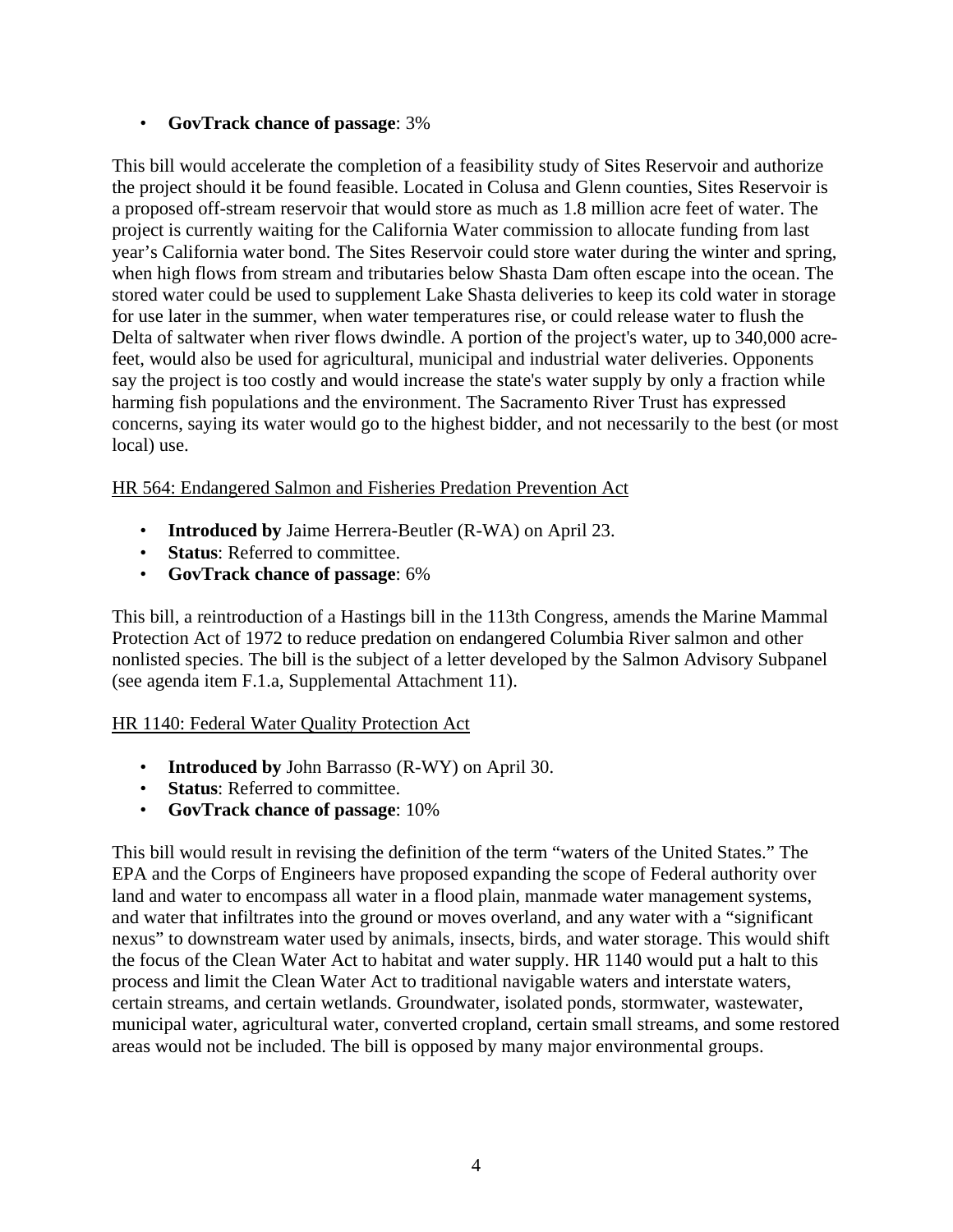- **GovTrack chance of passage**: 3%

This bill would accelerate the completion of a feasibility study of Sites Reservoir and authorize the project should it be found feasible. Located in Colusa and Glenn counties, Sites Reservoir is a proposed off-stream reservoir that would store as much as 1.8 million acre feet of water. The project is currently waiting for the California Water commission to allocate funding from last year's California water bond. The Sites Reservoir could store water during the winter and spring, when high flows from stream and tributaries below Shasta Dam often escape into the ocean. The stored water could be used to supplement Lake Shasta deliveries to keep its cold water in storage for use later in the summer, when water temperatures rise, or could release water to flush the Delta of saltwater when river flows dwindle. A portion of the project's water, up to 340,000 acre-feet, would also be used for agricultural, municipal and industrial water deliveries. Opponents say the project is too costly and would increase the state's water supply by only a fraction while harming fish populations and the environment. The Sacramento River Trust has expressed concerns, saying its water would go to the highest bidder, and not necessarily to the best (or most local) use.

<u>HR 564: Endangered Salmon and Fisheries Predation Prevention Act</u>

- **Introduced by** Jaime Herrera-Beutler (R-WA) on April 23.
- **Status**: Referred to committee.
- **GovTrack chance of passage**: 6%

This bill, a reintroduction of a Hastings bill in the 113th Congress, amends the Marine Mammal Protection Act of 1972 to reduce predation on endangered Columbia River salmon and other nonlisted species. The bill is the subject of a letter developed by the Salmon Advisory Subpanel (see agenda item F.1.a, Supplemental Attachment 11).

<u>HR 1140: Federal Water Quality Protection Act</u>

- **Introduced by** John Barrasso (R-WY) on April 30.
- **Status**: Referred to committee.
- **GovTrack chance of passage**: 10%

This bill would result in revising the definition of the term "waters of the United States." The EPA and the Corps of Engineers have proposed expanding the scope of Federal authority over land and water to encompass all water in a flood plain, manmade water management systems, and water that infiltrates into the ground or moves overland, and any water with a "significant nexus" to downstream water used by animals, insects, birds, and water storage. This would shift the focus of the Clean Water Act to habitat and water supply. HR 1140 would put a halt to this process and limit the Clean Water Act to traditional navigable waters and interstate waters, certain streams, and certain wetlands. Groundwater, isolated ponds, stormwater, wastewater, municipal water, agricultural water, converted cropland, certain small streams, and some restored areas would not be included. The bill is opposed by many major environmental groups.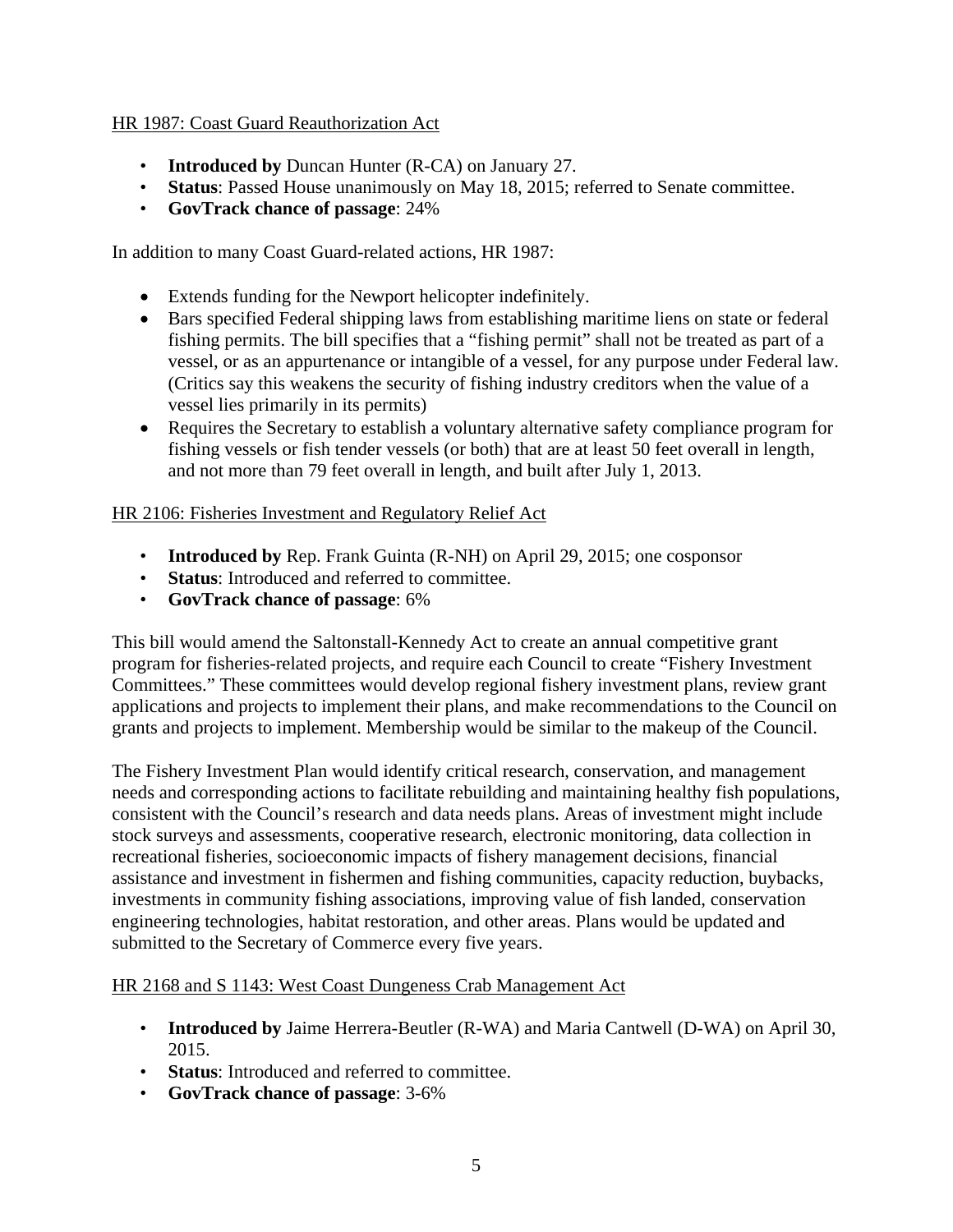HR 1987: Coast Guard Reauthorization Act

- **Introduced by** Duncan Hunter (R-CA) on January 27.
- **Status**: Passed House unanimously on May 18, 2015; referred to Senate committee.
- **GovTrack chance of passage**: 24%

In addition to many Coast Guard-related actions, HR 1987:

- Extends funding for the Newport helicopter indefinitely.
- Bars specified Federal shipping laws from establishing maritime liens on state or federal fishing permits. The bill specifies that a "fishing permit" shall not be treated as part of a vessel, or as an appurtenance or intangible of a vessel, for any purpose under Federal law. (Critics say this weakens the security of fishing industry creditors when the value of a vessel lies primarily in its permits)
- Requires the Secretary to establish a voluntary alternative safety compliance program for fishing vessels or fish tender vessels (or both) that are at least 50 feet overall in length, and not more than 79 feet overall in length, and built after July 1, 2013.

HR 2106: Fisheries Investment and Regulatory Relief Act

- **Introduced by** Rep. Frank Guinta (R-NH) on April 29, 2015; one cosponsor
- **Status**: Introduced and referred to committee.
- **GovTrack chance of passage**: 6%

This bill would amend the Saltonstall-Kennedy Act to create an annual competitive grant program for fisheries-related projects, and require each Council to create "Fishery Investment Committees." These committees would develop regional fishery investment plans, review grant applications and projects to implement their plans, and make recommendations to the Council on grants and projects to implement. Membership would be similar to the makeup of the Council.

The Fishery Investment Plan would identify critical research, conservation, and management needs and corresponding actions to facilitate rebuilding and maintaining healthy fish populations, consistent with the Council's research and data needs plans. Areas of investment might include stock surveys and assessments, cooperative research, electronic monitoring, data collection in recreational fisheries, socioeconomic impacts of fishery management decisions, financial assistance and investment in fishermen and fishing communities, capacity reduction, buybacks, investments in community fishing associations, improving value of fish landed, conservation engineering technologies, habitat restoration, and other areas. Plans would be updated and submitted to the Secretary of Commerce every five years.

HR 2168 and S 1143: West Coast Dungeness Crab Management Act

- **Introduced by** Jaime Herrera-Beutler (R-WA) and Maria Cantwell (D-WA) on April 30, 2015.
- **Status**: Introduced and referred to committee.
- **GovTrack chance of passage**: 3-6%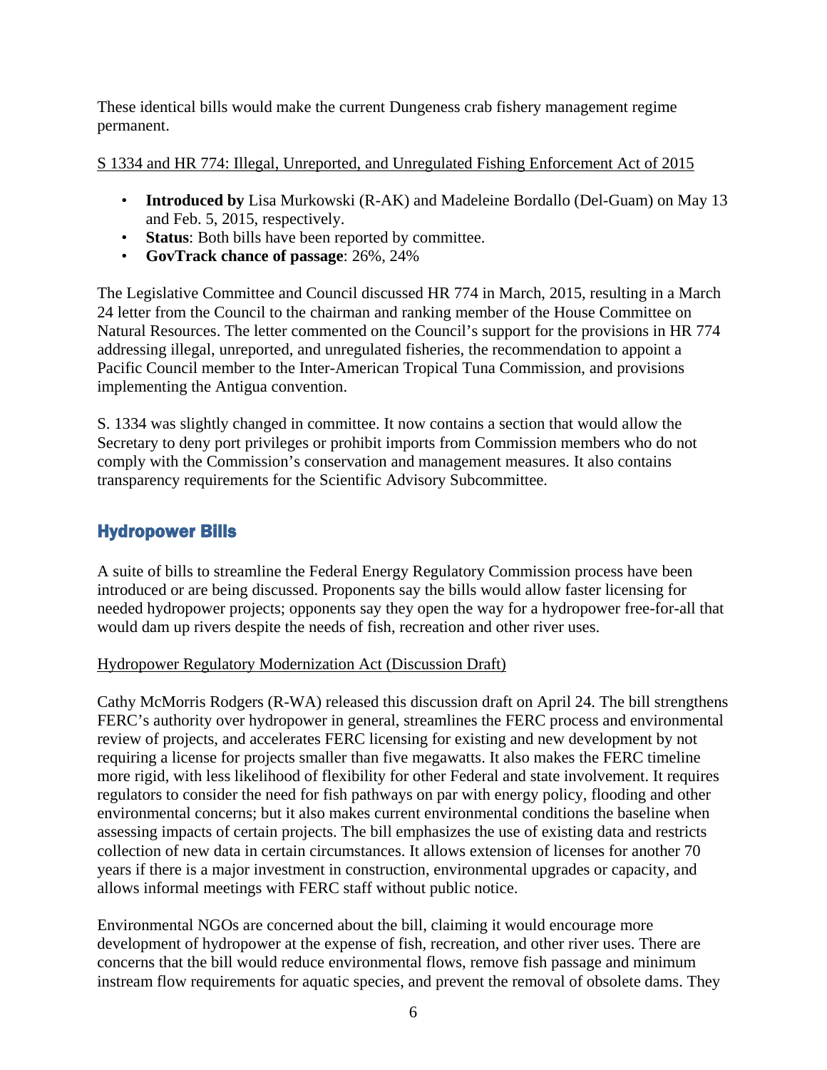These identical bills would make the current Dungeness crab fishery management regime permanent.

S 1334 and HR 774: Illegal, Unreported, and Unregulated Fishing Enforcement Act of 2015

- **Introduced by** Lisa Murkowski (R-AK) and Madeleine Bordallo (Del-Guam) on May 13 and Feb. 5, 2015, respectively.
- **Status**: Both bills have been reported by committee.
- **GovTrack chance of passage**: 26%, 24%

The Legislative Committee and Council discussed HR 774 in March, 2015, resulting in a March 24 letter from the Council to the chairman and ranking member of the House Committee on Natural Resources. The letter commented on the Council's support for the provisions in HR 774 addressing illegal, unreported, and unregulated fisheries, the recommendation to appoint a Pacific Council member to the Inter-American Tropical Tuna Commission, and provisions implementing the Antigua convention.

S. 1334 was slightly changed in committee. It now contains a section that would allow the Secretary to deny port privileges or prohibit imports from Commission members who do not comply with the Commission's conservation and management measures. It also contains transparency requirements for the Scientific Advisory Subcommittee.

## Hydropower Bills

A suite of bills to streamline the Federal Energy Regulatory Commission process have been introduced or are being discussed. Proponents say the bills would allow faster licensing for needed hydropower projects; opponents say they open the way for a hydropower free-for-all that would dam up rivers despite the needs of fish, recreation and other river uses.

Hydropower Regulatory Modernization Act (Discussion Draft)

Cathy McMorris Rodgers (R-WA) released this discussion draft on April 24. The bill strengthens FERC's authority over hydropower in general, streamlines the FERC process and environmental review of projects, and accelerates FERC licensing for existing and new development by not requiring a license for projects smaller than five megawatts. It also makes the FERC timeline more rigid, with less likelihood of flexibility for other Federal and state involvement. It requires regulators to consider the need for fish pathways on par with energy policy, flooding and other environmental concerns; but it also makes current environmental conditions the baseline when assessing impacts of certain projects. The bill emphasizes the use of existing data and restricts collection of new data in certain circumstances. It allows extension of licenses for another 70 years if there is a major investment in construction, environmental upgrades or capacity, and allows informal meetings with FERC staff without public notice.

Environmental NGOs are concerned about the bill, claiming it would encourage more development of hydropower at the expense of fish, recreation, and other river uses. There are concerns that the bill would reduce environmental flows, remove fish passage and minimum instream flow requirements for aquatic species, and prevent the removal of obsolete dams. They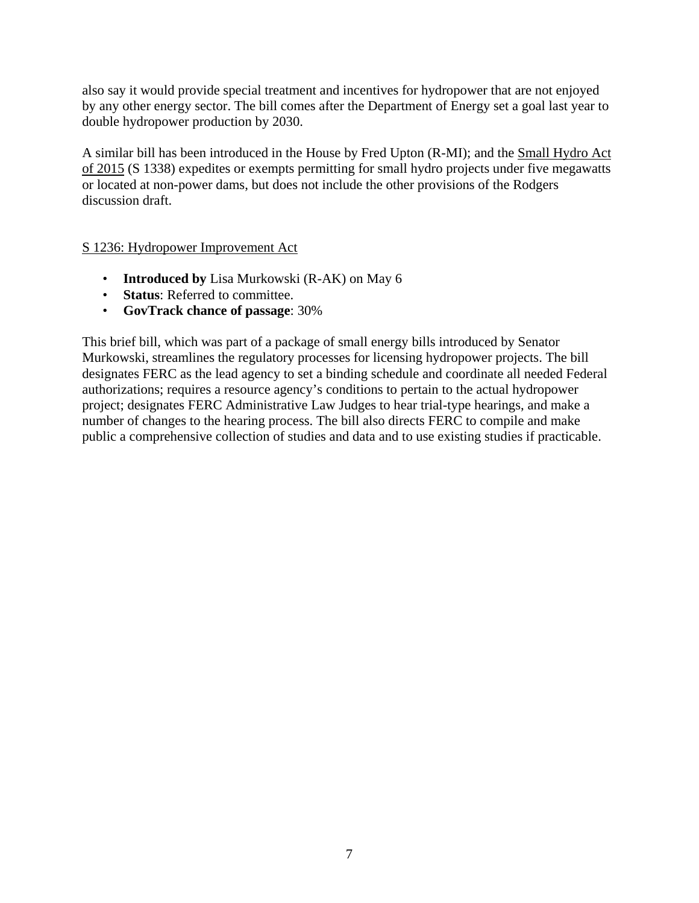also say it would provide special treatment and incentives for hydropower that are not enjoyed by any other energy sector. The bill comes after the Department of Energy set a goal last year to double hydropower production by 2030.

A similar bill has been introduced in the House by Fred Upton (R-MI); and the Small Hydro Act of 2015 (S 1338) expedites or exempts permitting for small hydro projects under five megawatts or located at non-power dams, but does not include the other provisions of the Rodgers discussion draft.

S 1236: Hydropower Improvement Act

- **Introduced by** Lisa Murkowski (R-AK) on May 6
- **Status**: Referred to committee.
- **GovTrack chance of passage**: 30%

This brief bill, which was part of a package of small energy bills introduced by Senator Murkowski, streamlines the regulatory processes for licensing hydropower projects. The bill designates FERC as the lead agency to set a binding schedule and coordinate all needed Federal authorizations; requires a resource agency's conditions to pertain to the actual hydropower project; designates FERC Administrative Law Judges to hear trial-type hearings, and make a number of changes to the hearing process. The bill also directs FERC to compile and make public a comprehensive collection of studies and data and to use existing studies if practicable.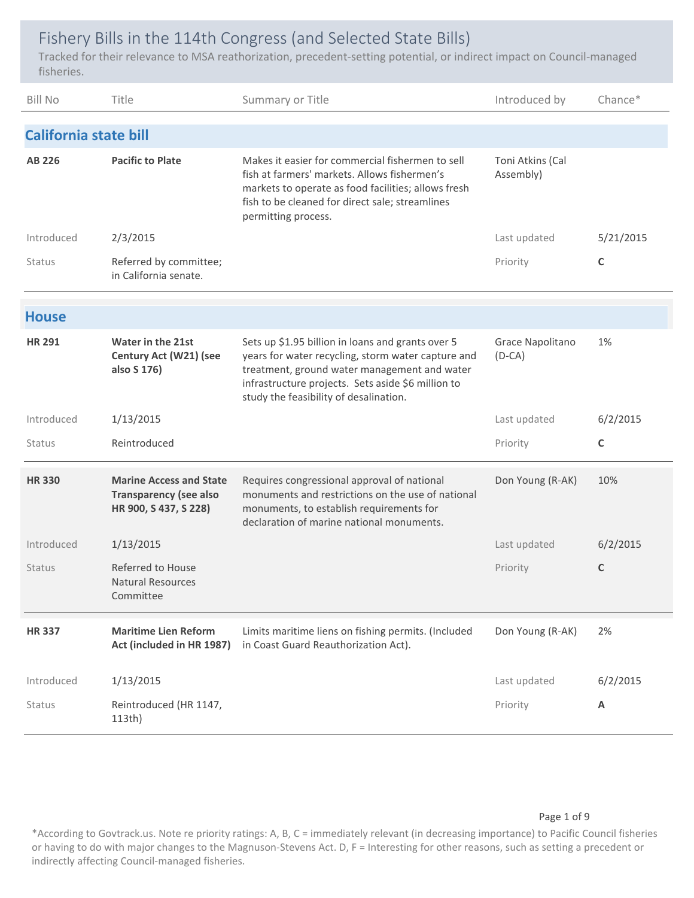# Fishery Bills in the 114th Congress (and Selected State Bills)

Tracked for their relevance to MSA reathorization, precedent-setting potential, or indirect impact on Council-managed fisheries.

| Bill No | Title | Summary or Title | Introduced by | Chance* |
|---|---|---|---|---|

## California state bill

| Bill No | Title | Summary or Title | Introduced by | Chance* |
|---|---|---|---|---|
| **AB 226** | **Pacific to Plate** | Makes it easier for commercial fishermen to sell fish at farmers' markets. Allows fishermen's markets to operate as food facilities; allows fresh fish to be cleaned for direct sale; streamlines permitting process. | Toni Atkins (Cal Assembly) | |
| Introduced | 2/3/2015 | | Last updated | 5/21/2015 |
| Status | Referred by committee; in California senate. | | Priority | **C** |

## House

| Bill No | Title | Summary or Title | Introduced by | Chance* |
|---|---|---|---|---|
| **HR 291** | **Water in the 21st Century Act (W21) (see also S 176)** | Sets up $1.95 billion in loans and grants over 5 years for water recycling, storm water capture and treatment, ground water management and water infrastructure projects. Sets aside $6 million to study the feasibility of desalination. | Grace Napolitano (D-CA) | 1% |
| Introduced | 1/13/2015 | | Last updated | 6/2/2015 |
| Status | Reintroduced | | Priority | **C** |
| **HR 330** | **Marine Access and State Transparency (see also HR 900, S 437, S 228)** | Requires congressional approval of national monuments and restrictions on the use of national monuments, to establish requirements for declaration of marine national monuments. | Don Young (R-AK) | 10% |
| Introduced | 1/13/2015 | | Last updated | 6/2/2015 |
| Status | Referred to House Natural Resources Committee | | Priority | **C** |
| **HR 337** | **Maritime Lien Reform Act (included in HR 1987)** | Limits maritime liens on fishing permits. (Included in Coast Guard Reauthorization Act). | Don Young (R-AK) | 2% |
| Introduced | 1/13/2015 | | Last updated | 6/2/2015 |
| Status | Reintroduced (HR 1147, 113th) | | Priority | **A** |

*According to Govtrack.us. Note re priority ratings: A, B, C = immediately relevant (in decreasing importance) to Pacific Council fisheries or having to do with major changes to the Magnuson-Stevens Act. D, F = Interesting for other reasons, such as setting a precedent or indirectly affecting Council-managed fisheries.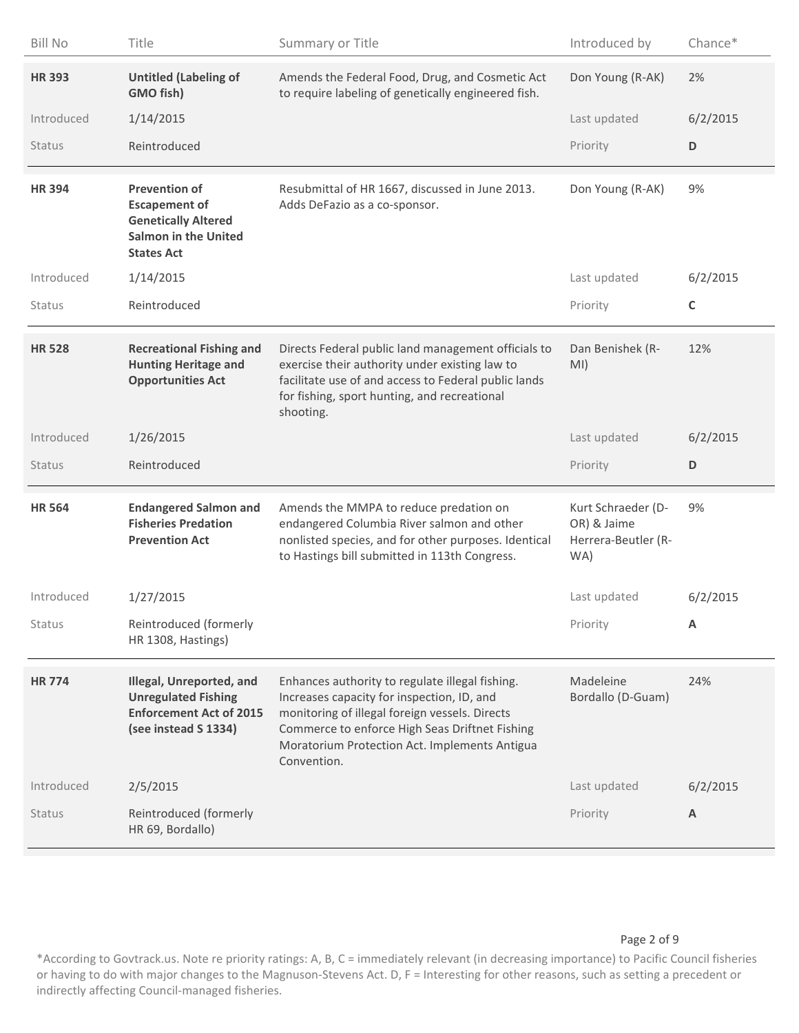| Bill No | Title | Summary or Title | Introduced by | Chance* |
|---|---|---|---|---|
| **HR 393** | **Untitled (Labeling of GMO fish)** | Amends the Federal Food, Drug, and Cosmetic Act to require labeling of genetically engineered fish. | Don Young (R-AK) | 2% |
| Introduced | 1/14/2015 | | Last updated | 6/2/2015 |
| Status | Reintroduced | | Priority | **D** |
| **HR 394** | **Prevention of Escapement of Genetically Altered Salmon in the United States Act** | Resubmittal of HR 1667, discussed in June 2013. Adds DeFazio as a co-sponsor. | Don Young (R-AK) | 9% |
| Introduced | 1/14/2015 | | Last updated | 6/2/2015 |
| Status | Reintroduced | | Priority | **C** |
| **HR 528** | **Recreational Fishing and Hunting Heritage and Opportunities Act** | Directs Federal public land management officials to exercise their authority under existing law to facilitate use of and access to Federal public lands for fishing, sport hunting, and recreational shooting. | Dan Benishek (R-MI) | 12% |
| Introduced | 1/26/2015 | | Last updated | 6/2/2015 |
| Status | Reintroduced | | Priority | **D** |
| **HR 564** | **Endangered Salmon and Fisheries Predation Prevention Act** | Amends the MMPA to reduce predation on endangered Columbia River salmon and other nonlisted species, and for other purposes. Identical to Hastings bill submitted in 113th Congress. | Kurt Schraeder (D-OR) & Jaime Herrera-Beutler (R-WA) | 9% |
| Introduced | 1/27/2015 | | Last updated | 6/2/2015 |
| Status | Reintroduced (formerly HR 1308, Hastings) | | Priority | **A** |
| **HR 774** | **Illegal, Unreported, and Unregulated Fishing Enforcement Act of 2015 (see instead S 1334)** | Enhances authority to regulate illegal fishing. Increases capacity for inspection, ID, and monitoring of illegal foreign vessels. Directs Commerce to enforce High Seas Driftnet Fishing Moratorium Protection Act. Implements Antigua Convention. | Madeleine Bordallo (D-Guam) | 24% |
| Introduced | 2/5/2015 | | Last updated | 6/2/2015 |
| Status | Reintroduced (formerly HR 69, Bordallo) | | Priority | **A** |

*According to Govtrack.us. Note re priority ratings: A, B, C = immediately relevant (in decreasing importance) to Pacific Council fisheries or having to do with major changes to the Magnuson-Stevens Act. D, F = Interesting for other reasons, such as setting a precedent or indirectly affecting Council-managed fisheries.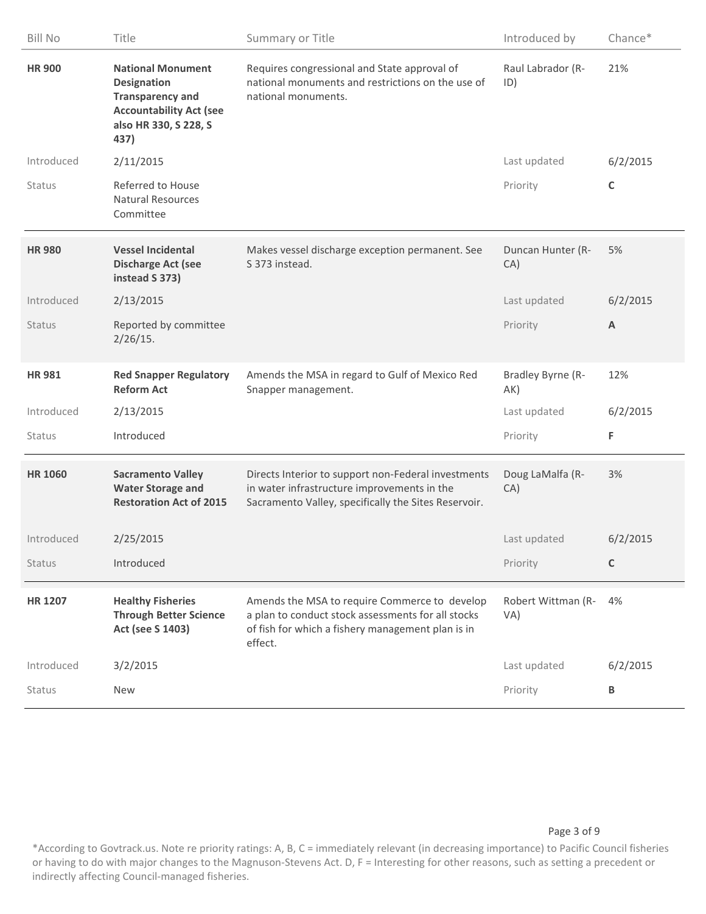| Bill No | Title | Summary or Title | Introduced by | Chance* |
|---|---|---|---|---|
| **HR 900** | **National Monument Designation Transparency and Accountability Act (see also HR 330, S 228, S 437)** | Requires congressional and State approval of national monuments and restrictions on the use of national monuments. | Raul Labrador (R-ID) | 21% |
| Introduced | 2/11/2015 | | Last updated | 6/2/2015 |
| Status | Referred to House Natural Resources Committee | | Priority | **C** |
| **HR 980** | **Vessel Incidental Discharge Act (see instead S 373)** | Makes vessel discharge exception permanent. See S 373 instead. | Duncan Hunter (R-CA) | 5% |
| Introduced | 2/13/2015 | | Last updated | 6/2/2015 |
| Status | Reported by committee 2/26/15. | | Priority | **A** |
| **HR 981** | **Red Snapper Regulatory Reform Act** | Amends the MSA in regard to Gulf of Mexico Red Snapper management. | Bradley Byrne (R-AK) | 12% |
| Introduced | 2/13/2015 | | Last updated | 6/2/2015 |
| Status | Introduced | | Priority | **F** |
| **HR 1060** | **Sacramento Valley Water Storage and Restoration Act of 2015** | Directs Interior to support non-Federal investments in water infrastructure improvements in the Sacramento Valley, specifically the Sites Reservoir. | Doug LaMalfa (R-CA) | 3% |
| Introduced | 2/25/2015 | | Last updated | 6/2/2015 |
| Status | Introduced | | Priority | **C** |
| **HR 1207** | **Healthy Fisheries Through Better Science Act (see S 1403)** | Amends the MSA to require Commerce to develop a plan to conduct stock assessments for all stocks of fish for which a fishery management plan is in effect. | Robert Wittman (R-VA) | 4% |
| Introduced | 3/2/2015 | | Last updated | 6/2/2015 |
| Status | New | | Priority | **B** |

*According to Govtrack.us. Note re priority ratings: A, B, C = immediately relevant (in decreasing importance) to Pacific Council fisheries or having to do with major changes to the Magnuson-Stevens Act. D, F = Interesting for other reasons, such as setting a precedent or indirectly affecting Council-managed fisheries.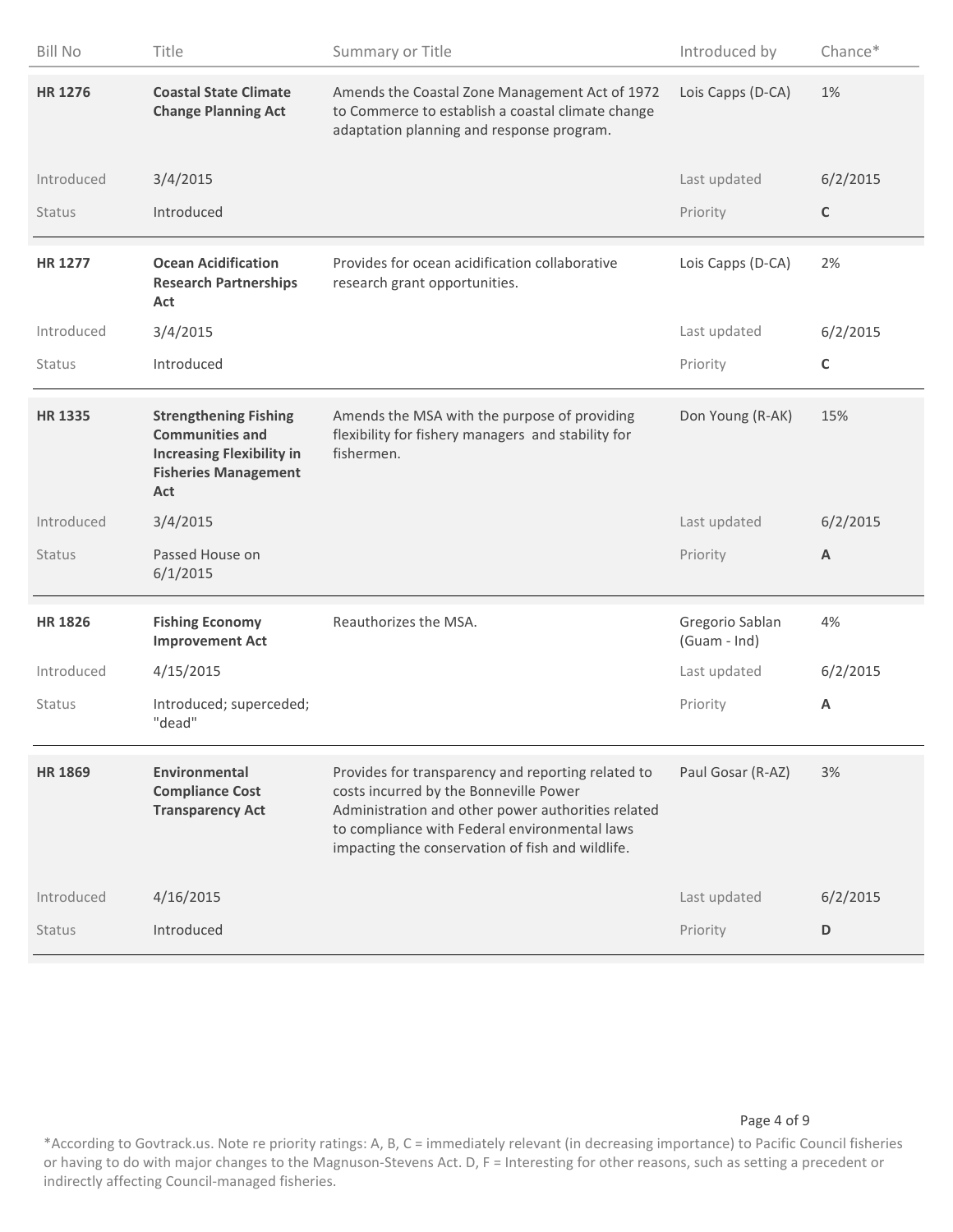| Bill No | Title | Summary or Title | Introduced by | Chance* |
|---|---|---|---|---|
| **HR 1276** | **Coastal State Climate Change Planning Act** | Amends the Coastal Zone Management Act of 1972 to Commerce to establish a coastal climate change adaptation planning and response program. | Lois Capps (D-CA) | 1% |
| Introduced | 3/4/2015 | | Last updated | 6/2/2015 |
| Status | Introduced | | Priority | **C** |
| **HR 1277** | **Ocean Acidification Research Partnerships Act** | Provides for ocean acidification collaborative research grant opportunities. | Lois Capps (D-CA) | 2% |
| Introduced | 3/4/2015 | | Last updated | 6/2/2015 |
| Status | Introduced | | Priority | **C** |
| **HR 1335** | **Strengthening Fishing Communities and Increasing Flexibility in Fisheries Management Act** | Amends the MSA with the purpose of providing flexibility for fishery managers and stability for fishermen. | Don Young (R-AK) | 15% |
| Introduced | 3/4/2015 | | Last updated | 6/2/2015 |
| Status | Passed House on 6/1/2015 | | Priority | **A** |
| **HR 1826** | **Fishing Economy Improvement Act** | Reauthorizes the MSA. | Gregorio Sablan (Guam - Ind) | 4% |
| Introduced | 4/15/2015 | | Last updated | 6/2/2015 |
| Status | Introduced; superceded; "dead" | | Priority | **A** |
| **HR 1869** | **Environmental Compliance Cost Transparency Act** | Provides for transparency and reporting related to costs incurred by the Bonneville Power Administration and other power authorities related to compliance with Federal environmental laws impacting the conservation of fish and wildlife. | Paul Gosar (R-AZ) | 3% |
| Introduced | 4/16/2015 | | Last updated | 6/2/2015 |
| Status | Introduced | | Priority | **D** |

*According to Govtrack.us. Note re priority ratings: A, B, C = immediately relevant (in decreasing importance) to Pacific Council fisheries or having to do with major changes to the Magnuson-Stevens Act. D, F = Interesting for other reasons, such as setting a precedent or indirectly affecting Council-managed fisheries.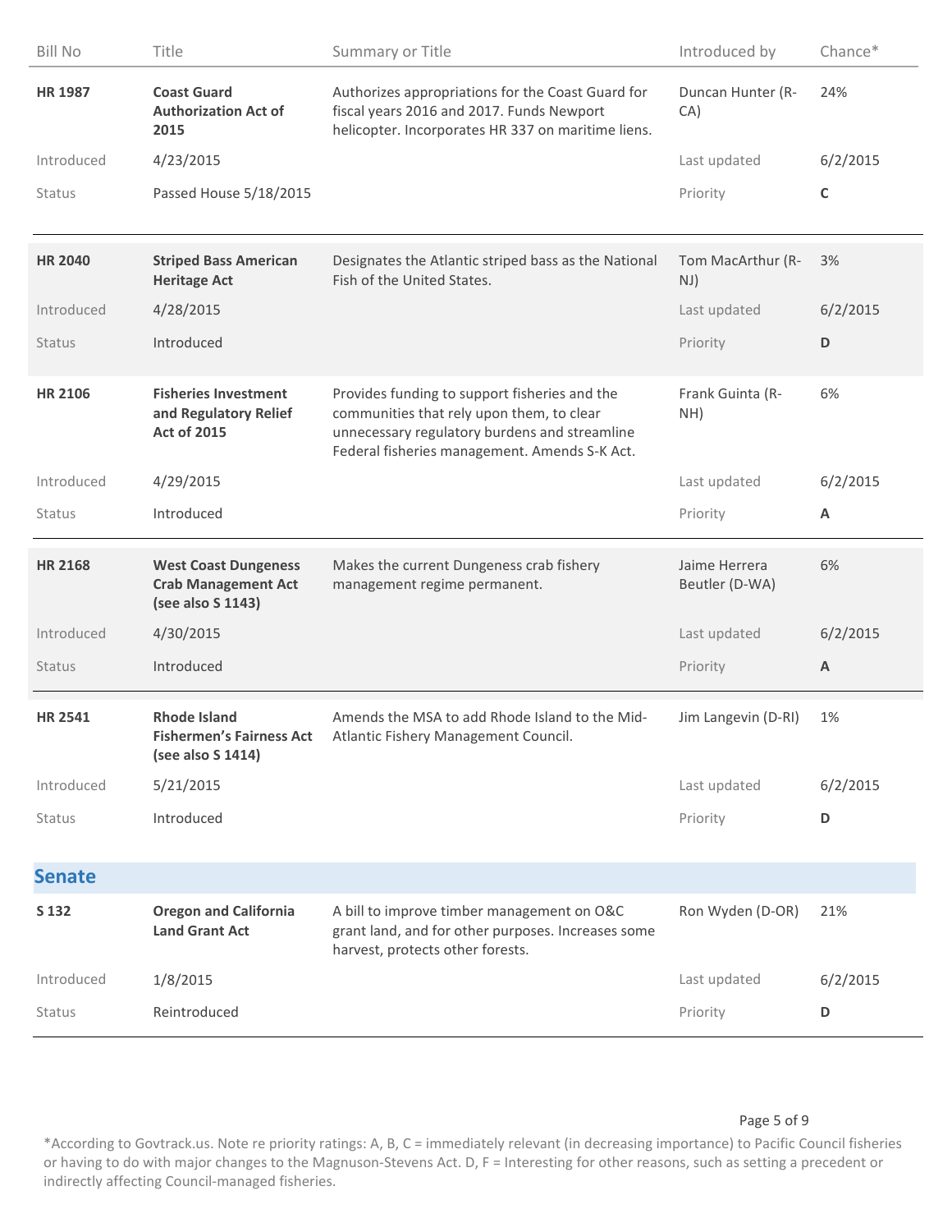| Bill No | Title | Summary or Title | Introduced by | Chance* |
|---|---|---|---|---|
| **HR 1987** | **Coast Guard Authorization Act of 2015** | Authorizes appropriations for the Coast Guard for fiscal years 2016 and 2017. Funds Newport helicopter. Incorporates HR 337 on maritime liens. | Duncan Hunter (R-CA) | 24% |
| Introduced | 4/23/2015 | | Last updated | 6/2/2015 |
| Status | Passed House 5/18/2015 | | Priority | **C** |
| **HR 2040** | **Striped Bass American Heritage Act** | Designates the Atlantic striped bass as the National Fish of the United States. | Tom MacArthur (R-NJ) | 3% |
| Introduced | 4/28/2015 | | Last updated | 6/2/2015 |
| Status | Introduced | | Priority | **D** |
| **HR 2106** | **Fisheries Investment and Regulatory Relief Act of 2015** | Provides funding to support fisheries and the communities that rely upon them, to clear unnecessary regulatory burdens and streamline Federal fisheries management. Amends S-K Act. | Frank Guinta (R-NH) | 6% |
| Introduced | 4/29/2015 | | Last updated | 6/2/2015 |
| Status | Introduced | | Priority | **A** |
| **HR 2168** | **West Coast Dungeness Crab Management Act (see also S 1143)** | Makes the current Dungeness crab fishery management regime permanent. | Jaime Herrera Beutler (D-WA) | 6% |
| Introduced | 4/30/2015 | | Last updated | 6/2/2015 |
| Status | Introduced | | Priority | **A** |
| **HR 2541** | **Rhode Island Fishermen's Fairness Act (see also S 1414)** | Amends the MSA to add Rhode Island to the Mid-Atlantic Fishery Management Council. | Jim Langevin (D-RI) | 1% |
| Introduced | 5/21/2015 | | Last updated | 6/2/2015 |
| Status | Introduced | | Priority | **D** |

## Senate

| Bill No | Title | Summary or Title | Introduced by | Chance* |
|---|---|---|---|---|
| **S 132** | **Oregon and California Land Grant Act** | A bill to improve timber management on O&C grant land, and for other purposes. Increases some harvest, protects other forests. | Ron Wyden (D-OR) | 21% |
| Introduced | 1/8/2015 | | Last updated | 6/2/2015 |
| Status | Reintroduced | | Priority | **D** |

*According to Govtrack.us. Note re priority ratings: A, B, C = immediately relevant (in decreasing importance) to Pacific Council fisheries or having to do with major changes to the Magnuson-Stevens Act. D, F = Interesting for other reasons, such as setting a precedent or indirectly affecting Council-managed fisheries.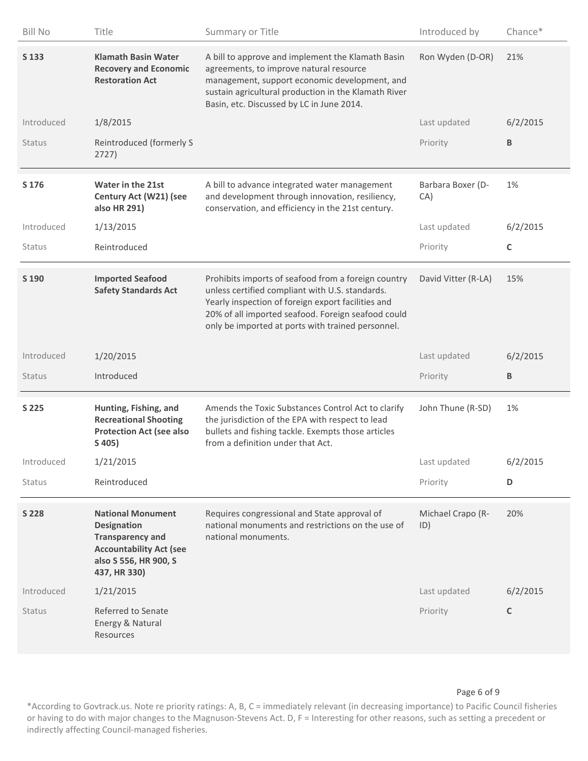| Bill No | Title | Summary or Title | Introduced by | Chance* |
|---|---|---|---|---|
| **S 133** | **Klamath Basin Water Recovery and Economic Restoration Act** | A bill to approve and implement the Klamath Basin agreements, to improve natural resource management, support economic development, and sustain agricultural production in the Klamath River Basin, etc. Discussed by LC in June 2014. | Ron Wyden (D-OR) | 21% |
| Introduced | 1/8/2015 | | Last updated | 6/2/2015 |
| Status | Reintroduced (formerly S 2727) | | Priority | **B** |
| **S 176** | **Water in the 21st Century Act (W21) (see also HR 291)** | A bill to advance integrated water management and development through innovation, resiliency, conservation, and efficiency in the 21st century. | Barbara Boxer (D-CA) | 1% |
| Introduced | 1/13/2015 | | Last updated | 6/2/2015 |
| Status | Reintroduced | | Priority | **C** |
| **S 190** | **Imported Seafood Safety Standards Act** | Prohibits imports of seafood from a foreign country unless certified compliant with U.S. standards. Yearly inspection of foreign export facilities and 20% of all imported seafood. Foreign seafood could only be imported at ports with trained personnel. | David Vitter (R-LA) | 15% |
| Introduced | 1/20/2015 | | Last updated | 6/2/2015 |
| Status | Introduced | | Priority | **B** |
| **S 225** | **Hunting, Fishing, and Recreational Shooting Protection Act (see also S 405)** | Amends the Toxic Substances Control Act to clarify the jurisdiction of the EPA with respect to lead bullets and fishing tackle. Exempts those articles from a definition under that Act. | John Thune (R-SD) | 1% |
| Introduced | 1/21/2015 | | Last updated | 6/2/2015 |
| Status | Reintroduced | | Priority | **D** |
| **S 228** | **National Monument Designation Transparency and Accountability Act (see also S 556, HR 900, S 437, HR 330)** | Requires congressional and State approval of national monuments and restrictions on the use of national monuments. | Michael Crapo (R-ID) | 20% |
| Introduced | 1/21/2015 | | Last updated | 6/2/2015 |
| Status | Referred to Senate Energy & Natural Resources | | Priority | **C** |

*According to Govtrack.us. Note re priority ratings: A, B, C = immediately relevant (in decreasing importance) to Pacific Council fisheries or having to do with major changes to the Magnuson-Stevens Act. D, F = Interesting for other reasons, such as setting a precedent or indirectly affecting Council-managed fisheries.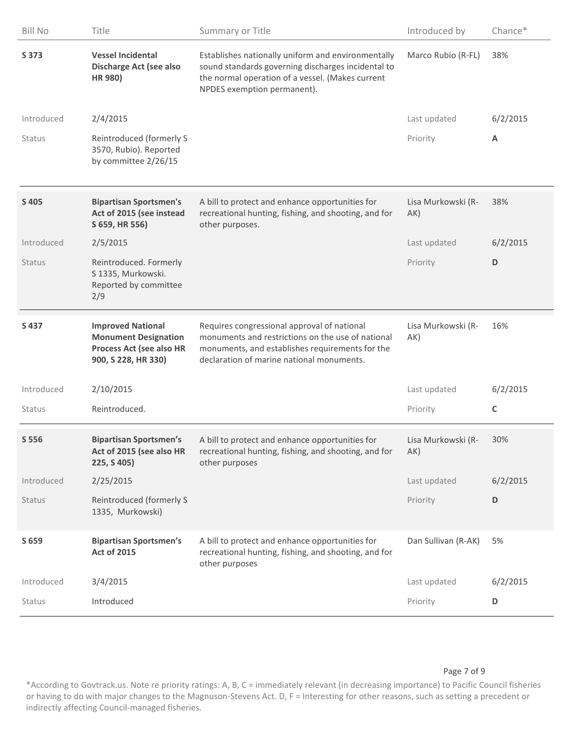| Bill No | Title | Summary or Title | Introduced by | Chance* |
|---|---|---|---|---|
| **S 373** | **Vessel Incidental Discharge Act (see also HR 980)** | Establishes nationally uniform and environmentally sound standards governing discharges incidental to the normal operation of a vessel. (Makes current NPDES exemption permanent). | Marco Rubio (R-FL) | 38% |
| Introduced | 2/4/2015 | | Last updated | 6/2/2015 |
| Status | Reintroduced (formerly S 3570, Rubio). Reported by committee 2/26/15 | | Priority | **A** |
| **S 405** | **Bipartisan Sportsmen's Act of 2015 (see instead S 659, HR 556)** | A bill to protect and enhance opportunities for recreational hunting, fishing, and shooting, and for other purposes. | Lisa Murkowski (R-AK) | 38% |
| Introduced | 2/5/2015 | | Last updated | 6/2/2015 |
| Status | Reintroduced. Formerly S 1335, Murkowski. Reported by committee 2/9 | | Priority | **D** |
| **S 437** | **Improved National Monument Designation Process Act (see also HR 900, S 228, HR 330)** | Requires congressional approval of national monuments and restrictions on the use of national monuments, and establishes requirements for the declaration of marine national monuments. | Lisa Murkowski (R-AK) | 16% |
| Introduced | 2/10/2015 | | Last updated | 6/2/2015 |
| Status | Reintroduced. | | Priority | **C** |
| **S 556** | **Bipartisan Sportsmen's Act of 2015 (see also HR 225, S 405)** | A bill to protect and enhance opportunities for recreational hunting, fishing, and shooting, and for other purposes | Lisa Murkowski (R-AK) | 30% |
| Introduced | 2/25/2015 | | Last updated | 6/2/2015 |
| Status | Reintroduced (formerly S 1335, Murkowski) | | Priority | **D** |
| **S 659** | **Bipartisan Sportsmen's Act of 2015** | A bill to protect and enhance opportunities for recreational hunting, fishing, and shooting, and for other purposes | Dan Sullivan (R-AK) | 5% |
| Introduced | 3/4/2015 | | Last updated | 6/2/2015 |
| Status | Introduced | | Priority | **D** |

*According to Govtrack.us. Note re priority ratings: A, B, C = immediately relevant (in decreasing importance) to Pacific Council fisheries or having to do with major changes to the Magnuson-Stevens Act. D, F = Interesting for other reasons, such as setting a precedent or indirectly affecting Council-managed fisheries.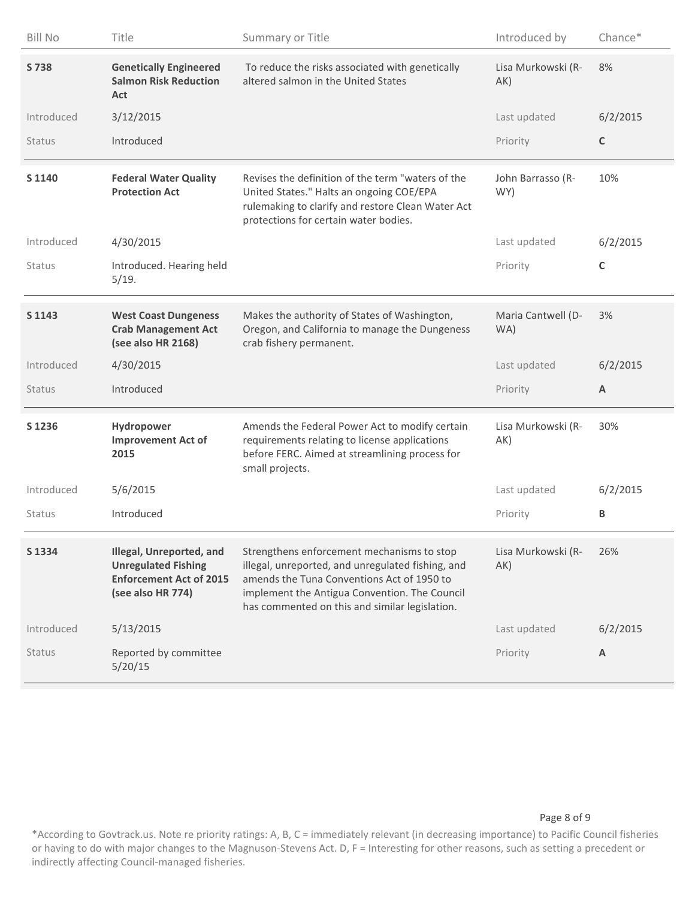| Bill No | Title | Summary or Title | Introduced by | Chance* |
|---|---|---|---|---|
| **S 738** | **Genetically Engineered Salmon Risk Reduction Act** | To reduce the risks associated with genetically altered salmon in the United States | Lisa Murkowski (R-AK) | 8% |
| Introduced | 3/12/2015 | | Last updated | 6/2/2015 |
| Status | Introduced | | Priority | **C** |
| **S 1140** | **Federal Water Quality Protection Act** | Revises the definition of the term "waters of the United States." Halts an ongoing COE/EPA rulemaking to clarify and restore Clean Water Act protections for certain water bodies. | John Barrasso (R-WY) | 10% |
| Introduced | 4/30/2015 | | Last updated | 6/2/2015 |
| Status | Introduced. Hearing held 5/19. | | Priority | **C** |
| **S 1143** | **West Coast Dungeness Crab Management Act (see also HR 2168)** | Makes the authority of States of Washington, Oregon, and California to manage the Dungeness crab fishery permanent. | Maria Cantwell (D-WA) | 3% |
| Introduced | 4/30/2015 | | Last updated | 6/2/2015 |
| Status | Introduced | | Priority | **A** |
| **S 1236** | **Hydropower Improvement Act of 2015** | Amends the Federal Power Act to modify certain requirements relating to license applications before FERC. Aimed at streamlining process for small projects. | Lisa Murkowski (R-AK) | 30% |
| Introduced | 5/6/2015 | | Last updated | 6/2/2015 |
| Status | Introduced | | Priority | **B** |
| **S 1334** | **Illegal, Unreported, and Unregulated Fishing Enforcement Act of 2015 (see also HR 774)** | Strengthens enforcement mechanisms to stop illegal, unreported, and unregulated fishing, and amends the Tuna Conventions Act of 1950 to implement the Antigua Convention. The Council has commented on this and similar legislation. | Lisa Murkowski (R-AK) | 26% |
| Introduced | 5/13/2015 | | Last updated | 6/2/2015 |
| Status | Reported by committee 5/20/15 | | Priority | **A** |

*According to Govtrack.us. Note re priority ratings: A, B, C = immediately relevant (in decreasing importance) to Pacific Council fisheries or having to do with major changes to the Magnuson-Stevens Act. D, F = Interesting for other reasons, such as setting a precedent or indirectly affecting Council-managed fisheries.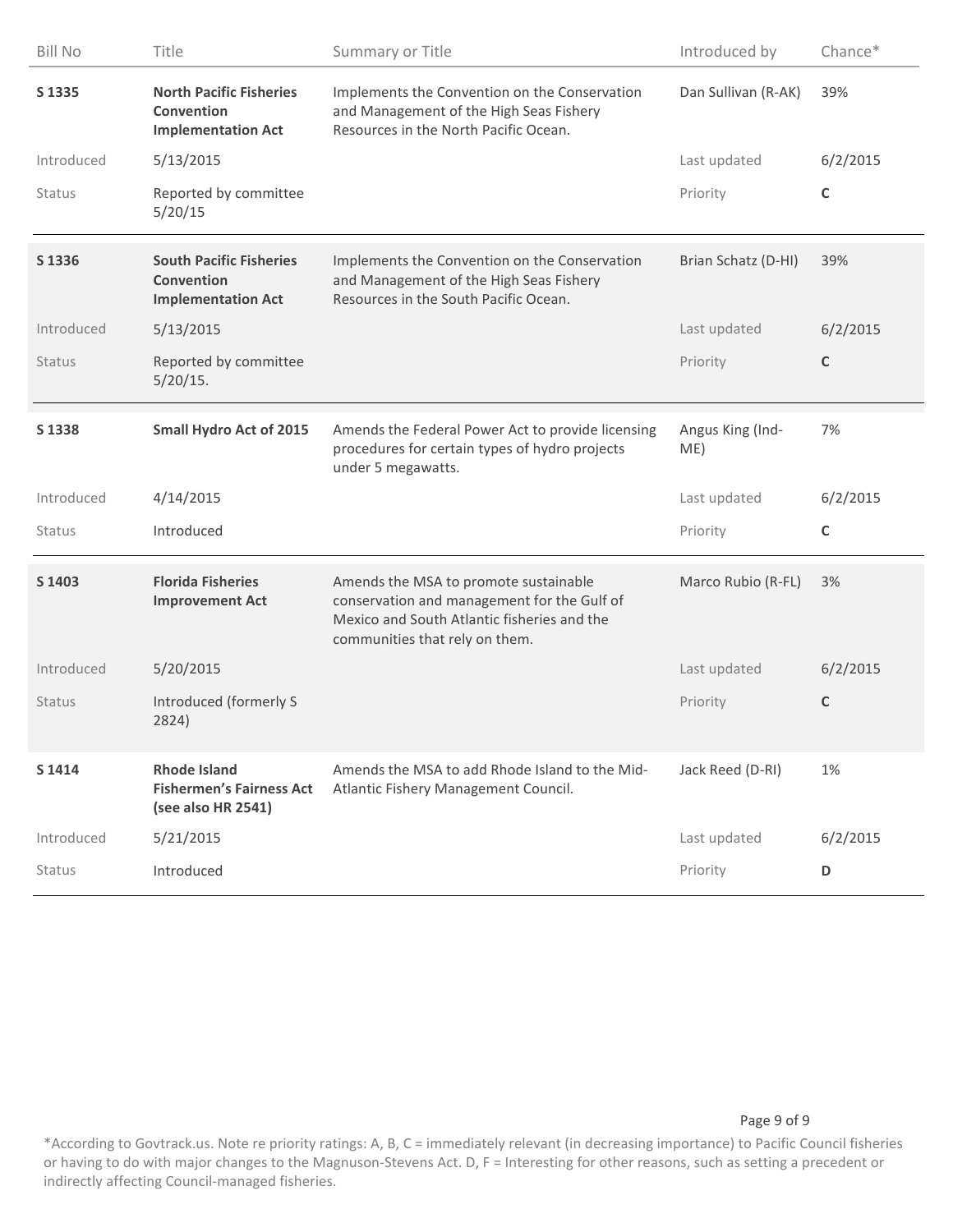| Bill No | Title | Summary or Title | Introduced by | Chance* |
|---|---|---|---|---|
| **S 1335** | **North Pacific Fisheries Convention Implementation Act** | Implements the Convention on the Conservation and Management of the High Seas Fishery Resources in the North Pacific Ocean. | Dan Sullivan (R-AK) | 39% |
| Introduced | 5/13/2015 | | Last updated | 6/2/2015 |
| Status | Reported by committee 5/20/15 | | Priority | **C** |
| **S 1336** | **South Pacific Fisheries Convention Implementation Act** | Implements the Convention on the Conservation and Management of the High Seas Fishery Resources in the South Pacific Ocean. | Brian Schatz (D-HI) | 39% |
| Introduced | 5/13/2015 | | Last updated | 6/2/2015 |
| Status | Reported by committee 5/20/15. | | Priority | **C** |
| **S 1338** | **Small Hydro Act of 2015** | Amends the Federal Power Act to provide licensing procedures for certain types of hydro projects under 5 megawatts. | Angus King (Ind-ME) | 7% |
| Introduced | 4/14/2015 | | Last updated | 6/2/2015 |
| Status | Introduced | | Priority | **C** |
| **S 1403** | **Florida Fisheries Improvement Act** | Amends the MSA to promote sustainable conservation and management for the Gulf of Mexico and South Atlantic fisheries and the communities that rely on them. | Marco Rubio (R-FL) | 3% |
| Introduced | 5/20/2015 | | Last updated | 6/2/2015 |
| Status | Introduced (formerly S 2824) | | Priority | **C** |
| **S 1414** | **Rhode Island Fishermen's Fairness Act (see also HR 2541)** | Amends the MSA to add Rhode Island to the Mid-Atlantic Fishery Management Council. | Jack Reed (D-RI) | 1% |
| Introduced | 5/21/2015 | | Last updated | 6/2/2015 |
| Status | Introduced | | Priority | **D** |

*According to Govtrack.us. Note re priority ratings: A, B, C = immediately relevant (in decreasing importance) to Pacific Council fisheries or having to do with major changes to the Magnuson-Stevens Act. D, F = Interesting for other reasons, such as setting a precedent or indirectly affecting Council-managed fisheries.